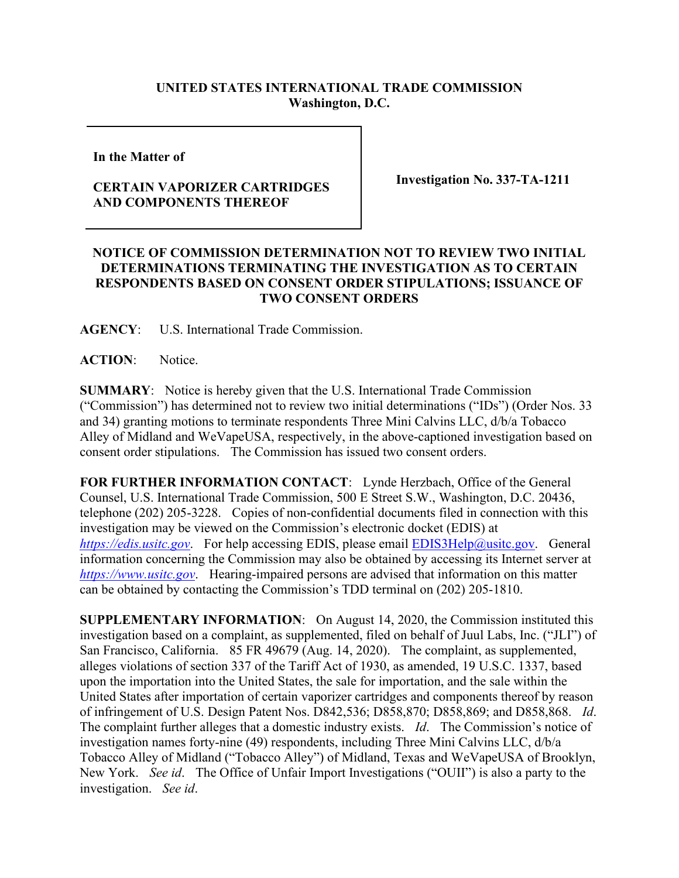**UNITED STATES INTERNATIONAL TRADE COMMISSION**
**Washington, D.C.**

| In the Matter of<br><br>**CERTAIN VAPORIZER CARTRIDGES AND COMPONENTS THEREOF** | **Investigation No. 337-TA-1211** |
|---|---|

**NOTICE OF COMMISSION DETERMINATION NOT TO REVIEW TWO INITIAL DETERMINATIONS TERMINATING THE INVESTIGATION AS TO CERTAIN RESPONDENTS BASED ON CONSENT ORDER STIPULATIONS; ISSUANCE OF TWO CONSENT ORDERS**

**AGENCY**: U.S. International Trade Commission.

**ACTION**: Notice.

**SUMMARY**: Notice is hereby given that the U.S. International Trade Commission ("Commission") has determined not to review two initial determinations ("IDs") (Order Nos. 33 and 34) granting motions to terminate respondents Three Mini Calvins LLC, d/b/a Tobacco Alley of Midland and WeVapeUSA, respectively, in the above-captioned investigation based on consent order stipulations. The Commission has issued two consent orders.

**FOR FURTHER INFORMATION CONTACT**: Lynde Herzbach, Office of the General Counsel, U.S. International Trade Commission, 500 E Street S.W., Washington, D.C. 20436, telephone (202) 205-3228. Copies of non-confidential documents filed in connection with this investigation may be viewed on the Commission's electronic docket (EDIS) at *https://edis.usitc.gov*. For help accessing EDIS, please email EDIS3Help@usitc.gov. General information concerning the Commission may also be obtained by accessing its Internet server at *https://www.usitc.gov*. Hearing-impaired persons are advised that information on this matter can be obtained by contacting the Commission's TDD terminal on (202) 205-1810.

**SUPPLEMENTARY INFORMATION**: On August 14, 2020, the Commission instituted this investigation based on a complaint, as supplemented, filed on behalf of Juul Labs, Inc. ("JLI") of San Francisco, California. 85 FR 49679 (Aug. 14, 2020). The complaint, as supplemented, alleges violations of section 337 of the Tariff Act of 1930, as amended, 19 U.S.C. 1337, based upon the importation into the United States, the sale for importation, and the sale within the United States after importation of certain vaporizer cartridges and components thereof by reason of infringement of U.S. Design Patent Nos. D842,536; D858,870; D858,869; and D858,868. *Id*. The complaint further alleges that a domestic industry exists. *Id*. The Commission's notice of investigation names forty-nine (49) respondents, including Three Mini Calvins LLC, d/b/a Tobacco Alley of Midland ("Tobacco Alley") of Midland, Texas and WeVapeUSA of Brooklyn, New York. *See id*. The Office of Unfair Import Investigations ("OUII") is also a party to the investigation. *See id*.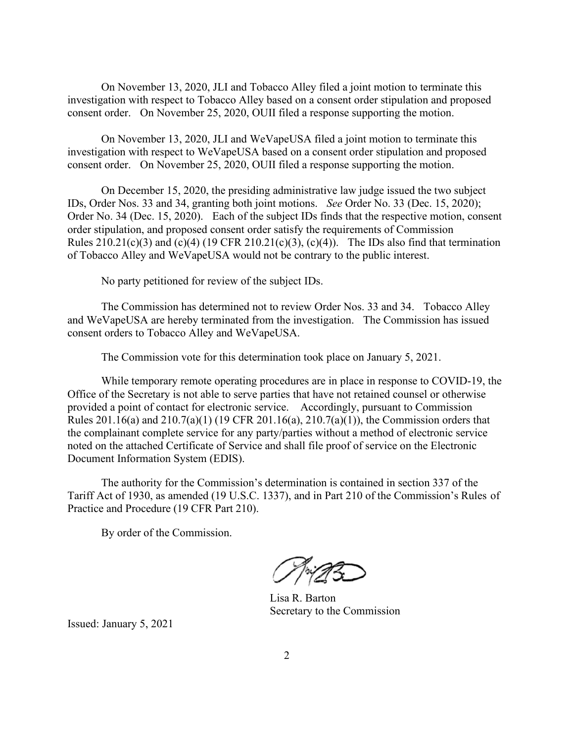On November 13, 2020, JLI and Tobacco Alley filed a joint motion to terminate this investigation with respect to Tobacco Alley based on a consent order stipulation and proposed consent order. On November 25, 2020, OUII filed a response supporting the motion.

On November 13, 2020, JLI and WeVapeUSA filed a joint motion to terminate this investigation with respect to WeVapeUSA based on a consent order stipulation and proposed consent order. On November 25, 2020, OUII filed a response supporting the motion.

On December 15, 2020, the presiding administrative law judge issued the two subject IDs, Order Nos. 33 and 34, granting both joint motions. *See* Order No. 33 (Dec. 15, 2020); Order No. 34 (Dec. 15, 2020). Each of the subject IDs finds that the respective motion, consent order stipulation, and proposed consent order satisfy the requirements of Commission Rules 210.21(c)(3) and (c)(4) (19 CFR 210.21(c)(3), (c)(4)). The IDs also find that termination of Tobacco Alley and WeVapeUSA would not be contrary to the public interest.

No party petitioned for review of the subject IDs.

The Commission has determined not to review Order Nos. 33 and 34. Tobacco Alley and WeVapeUSA are hereby terminated from the investigation. The Commission has issued consent orders to Tobacco Alley and WeVapeUSA.

The Commission vote for this determination took place on January 5, 2021.

While temporary remote operating procedures are in place in response to COVID-19, the Office of the Secretary is not able to serve parties that have not retained counsel or otherwise provided a point of contact for electronic service. Accordingly, pursuant to Commission Rules 201.16(a) and 210.7(a)(1) (19 CFR 201.16(a), 210.7(a)(1)), the Commission orders that the complainant complete service for any party/parties without a method of electronic service noted on the attached Certificate of Service and shall file proof of service on the Electronic Document Information System (EDIS).

The authority for the Commission's determination is contained in section 337 of the Tariff Act of 1930, as amended (19 U.S.C. 1337), and in Part 210 of the Commission's Rules of Practice and Procedure (19 CFR Part 210).

By order of the Commission.

Lisa R. Barton
Secretary to the Commission

Issued: January 5, 2021